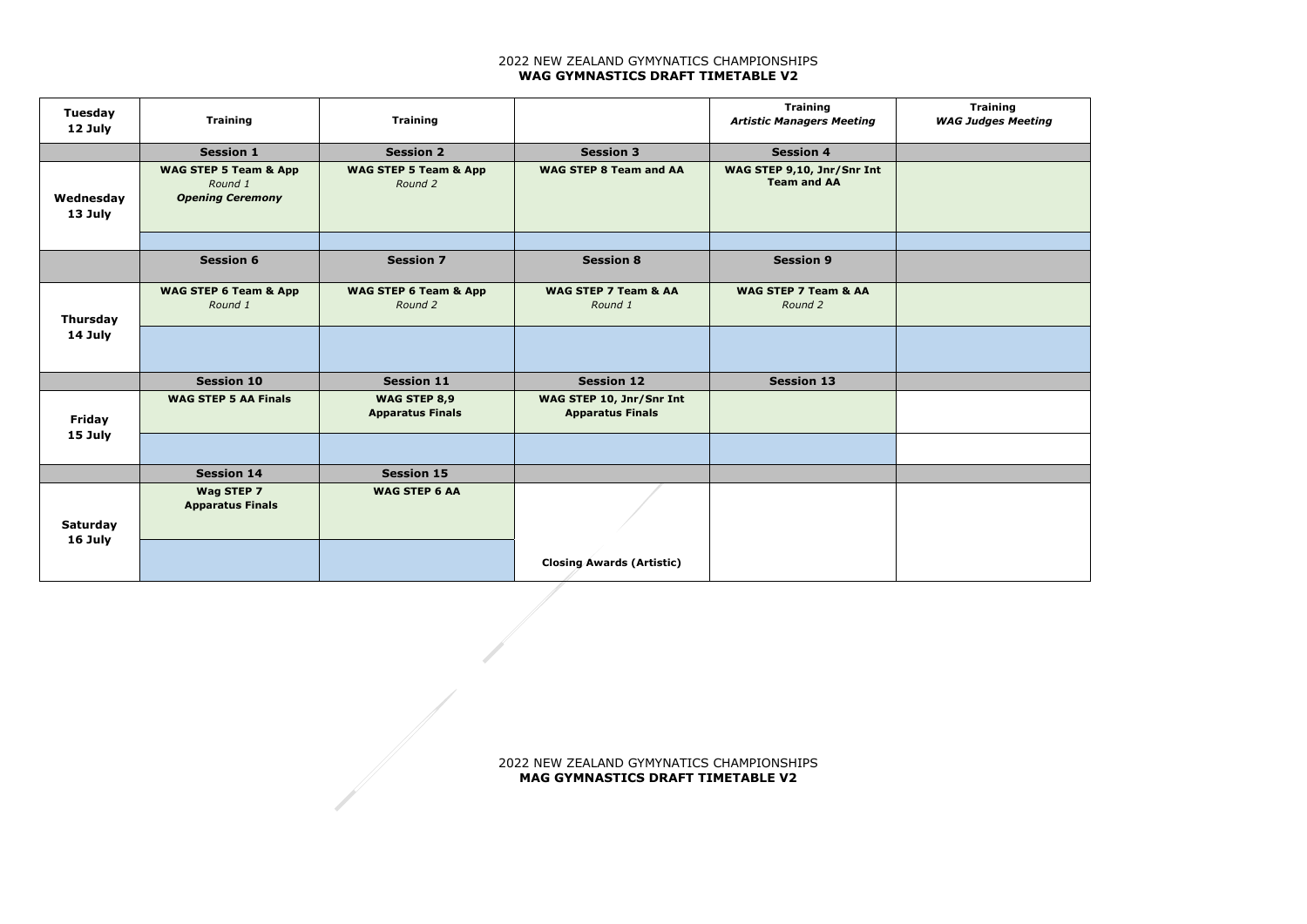2022 NEW ZEALAND GYMYNATICS CHAMPIONSHIPS
**WAG GYMNASTICS DRAFT TIMETABLE V2**

| **Tuesday 12 July** | **Training** | **Training** | | **Training** *Artistic Managers Meeting* | **Training** *WAG Judges Meeting* |
|---|---|---|---|---|---|
| | **Session 1** | **Session 2** | **Session 3** | **Session 4** | |
| **Wednesday 13 July** | **WAG STEP 5 Team & App** *Round 1* ***Opening Ceremony*** | **WAG STEP 5 Team & App** *Round 2* | **WAG STEP 8 Team and AA** | **WAG STEP 9,10, Jnr/Snr Int Team and AA** | |
| | **Session 6** | **Session 7** | **Session 8** | **Session 9** | |
| **Thursday 14 July** | **WAG STEP 6 Team & App** *Round 1* | **WAG STEP 6 Team & App** *Round 2* | **WAG STEP 7 Team & AA** *Round 1* | **WAG STEP 7 Team & AA** *Round 2* | |
| | **Session 10** | **Session 11** | **Session 12** | **Session 13** | |
| **Friday 15 July** | **WAG STEP 5 AA Finals** | **WAG STEP 8,9 Apparatus Finals** | **WAG STEP 10, Jnr/Snr Int Apparatus Finals** | | |
| | **Session 14** | **Session 15** | | | |
| **Saturday 16 July** | **Wag STEP 7 Apparatus Finals** | **WAG STEP 6 AA** | **Closing Awards (Artistic)** | | |

2022 NEW ZEALAND GYMYNATICS CHAMPIONSHIPS
**MAG GYMNASTICS DRAFT TIMETABLE V2**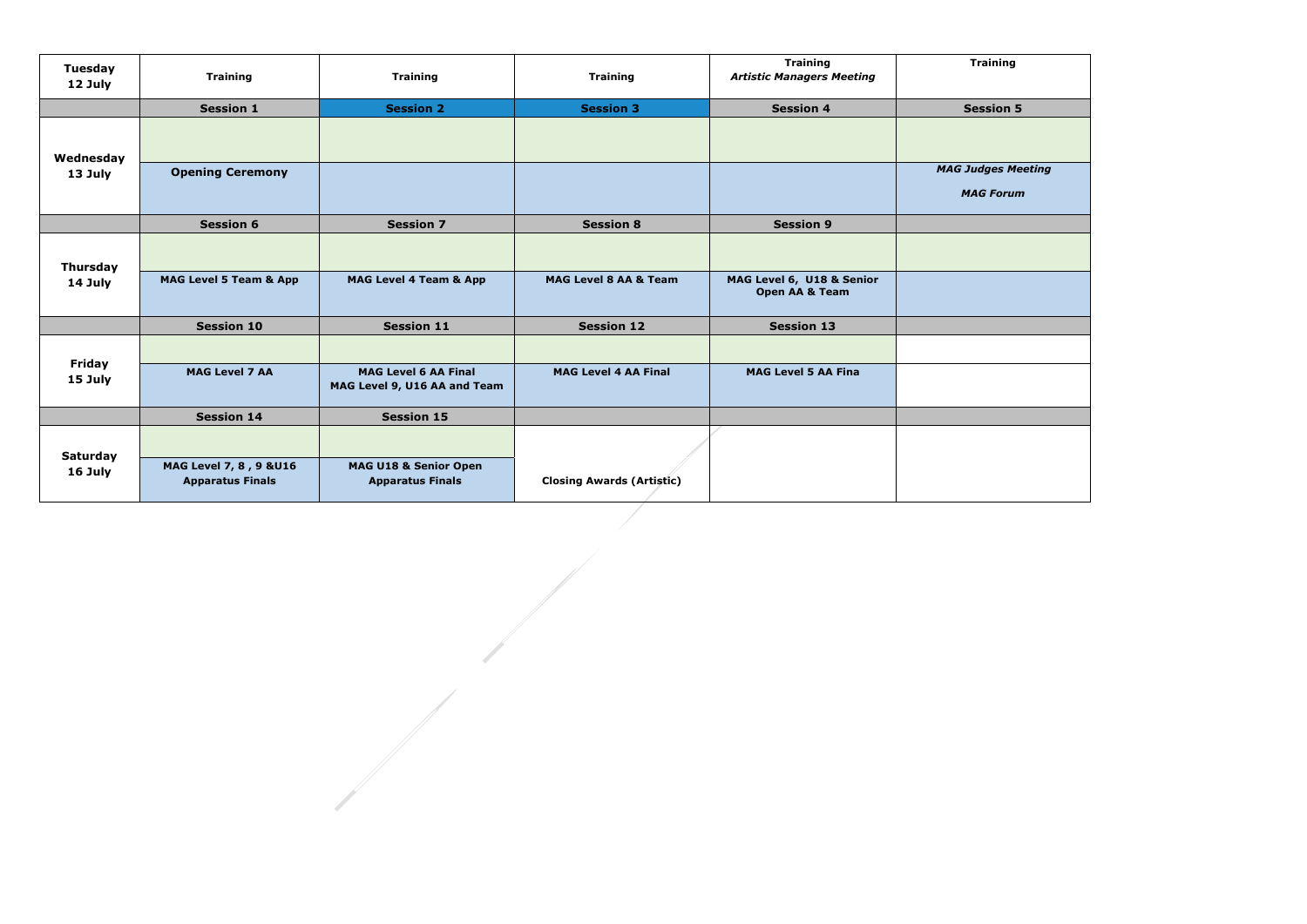| | | | | | |
|---|---|---|---|---|---|
| **Tuesday 12 July** | **Training** | **Training** | **Training** | **Training** *Artistic Managers Meeting* | **Training** |
| | **Session 1** | **Session 2** | **Session 3** | **Session 4** | **Session 5** |
| **Wednesday 13 July** | **Opening Ceremony** | | | | ***MAG Judges Meeting*** ***MAG Forum*** |
| | **Session 6** | **Session 7** | **Session 8** | **Session 9** | |
| **Thursday 14 July** | **MAG Level 5 Team & App** | **MAG Level 4 Team & App** | **MAG Level 8 AA & Team** | **MAG Level 6, U18 & Senior Open AA & Team** | |
| | **Session 10** | **Session 11** | **Session 12** | **Session 13** | |
| **Friday 15 July** | **MAG Level 7 AA** | **MAG Level 6 AA Final** **MAG Level 9, U16 AA and Team** | **MAG Level 4 AA Final** | **MAG Level 5 AA Fina** | |
| | **Session 14** | **Session 15** | | | |
| **Saturday 16 July** | **MAG Level 7, 8 , 9 &U16 Apparatus Finals** | **MAG U18 & Senior Open Apparatus Finals** | **Closing Awards (Artistic)** | | |